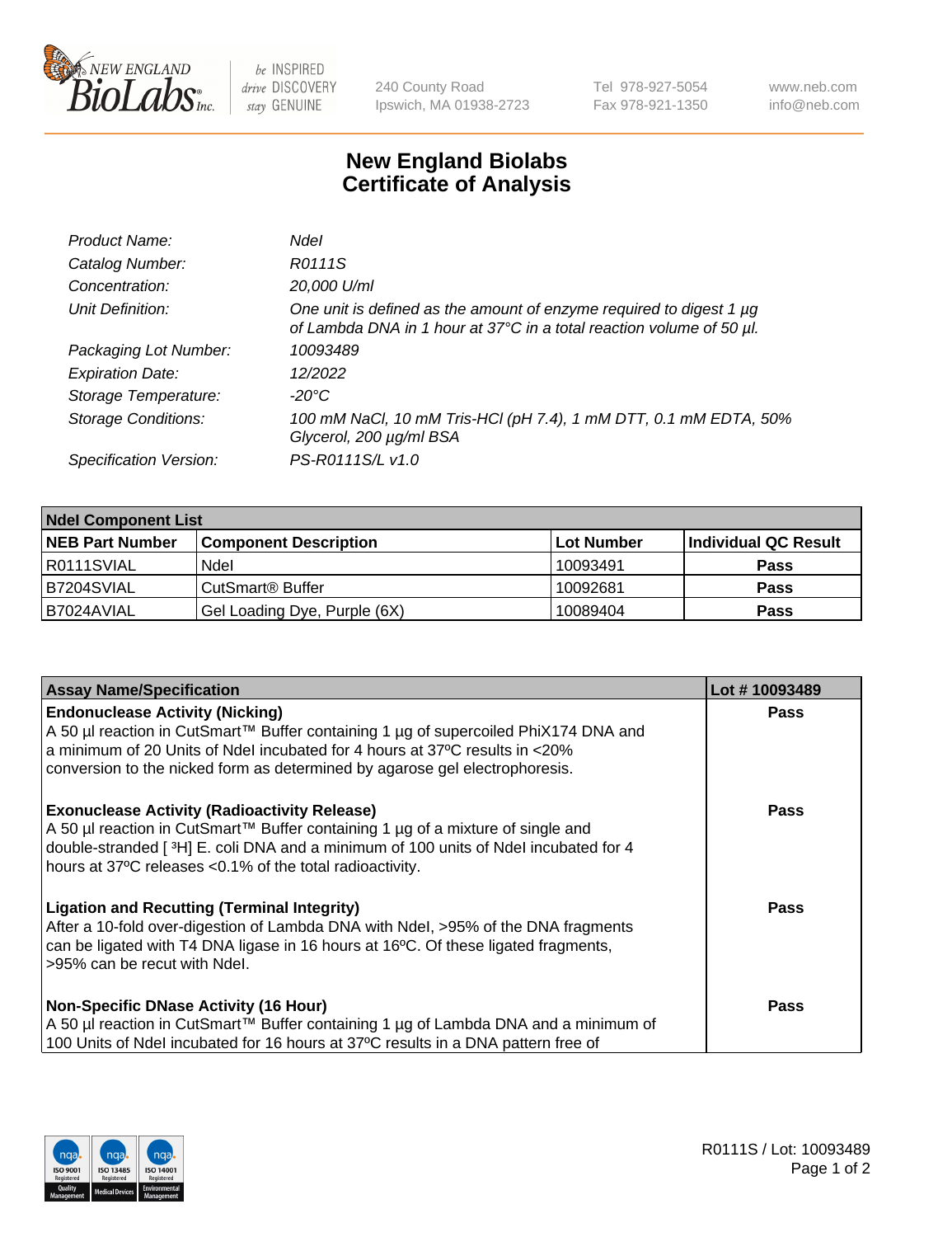# New England Biolabs
# Certificate of Analysis

| | |
|---|---|
| *Product Name:* | *NdeI* |
| *Catalog Number:* | *R0111S* |
| *Concentration:* | *20,000 U/ml* |
| *Unit Definition:* | *One unit is defined as the amount of enzyme required to digest 1 µg of Lambda DNA in 1 hour at 37°C in a total reaction volume of 50 µl.* |
| *Packaging Lot Number:* | *10093489* |
| *Expiration Date:* | *12/2022* |
| *Storage Temperature:* | *-20°C* |
| *Storage Conditions:* | *100 mM NaCl, 10 mM Tris-HCl (pH 7.4), 1 mM DTT, 0.1 mM EDTA, 50% Glycerol, 200 µg/ml BSA* |
| *Specification Version:* | *PS-R0111S/L v1.0* |

| **NdeI Component List** | | | |
|---|---|---|---|
| **NEB Part Number** | **Component Description** | **Lot Number** | **Individual QC Result** |
| R0111SVIAL | NdeI | 10093491 | **Pass** |
| B7204SVIAL | CutSmart® Buffer | 10092681 | **Pass** |
| B7024AVIAL | Gel Loading Dye, Purple (6X) | 10089404 | **Pass** |

| **Assay Name/Specification** | **Lot # 10093489** |
|---|---|
| **Endonuclease Activity (Nicking)** A 50 µl reaction in CutSmart™ Buffer containing 1 µg of supercoiled PhiX174 DNA and a minimum of 20 Units of NdeI incubated for 4 hours at 37ºC results in <20% conversion to the nicked form as determined by agarose gel electrophoresis. | **Pass** |
| **Exonuclease Activity (Radioactivity Release)** A 50 µl reaction in CutSmart™ Buffer containing 1 µg of a mixture of single and double-stranded [ $^3$H] E. coli DNA and a minimum of 100 units of NdeI incubated for 4 hours at 37ºC releases <0.1% of the total radioactivity. | **Pass** |
| **Ligation and Recutting (Terminal Integrity)** After a 10-fold over-digestion of Lambda DNA with NdeI, >95% of the DNA fragments can be ligated with T4 DNA ligase in 16 hours at 16ºC. Of these ligated fragments, >95% can be recut with NdeI. | **Pass** |
| **Non-Specific DNase Activity (16 Hour)** A 50 µl reaction in CutSmart™ Buffer containing 1 µg of Lambda DNA and a minimum of 100 Units of NdeI incubated for 16 hours at 37ºC results in a DNA pattern free of | **Pass** |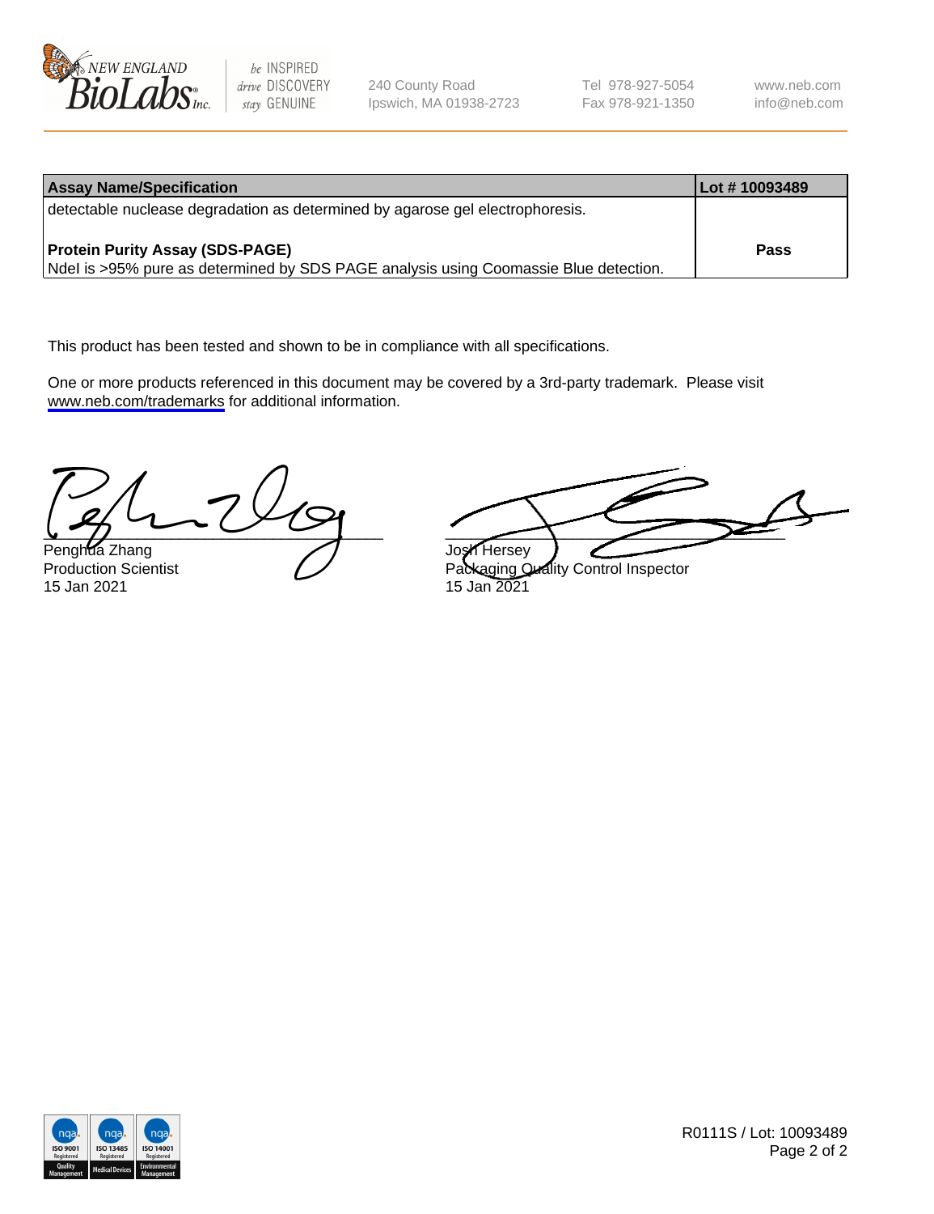| Assay Name/Specification | Lot # 10093489 |
|---|---|
| detectable nuclease degradation as determined by agarose gel electrophoresis. | |
| **Protein Purity Assay (SDS-PAGE)**<br>NdeI is >95% pure as determined by SDS PAGE analysis using Coomassie Blue detection. | **Pass** |

This product has been tested and shown to be in compliance with all specifications.

One or more products referenced in this document may be covered by a 3rd-party trademark. Please visit www.neb.com/trademarks for additional information.

Penghua Zhang
Production Scientist
15 Jan 2021

Josh Hersey
Packaging Quality Control Inspector
15 Jan 2021

R0111S / Lot: 10093489